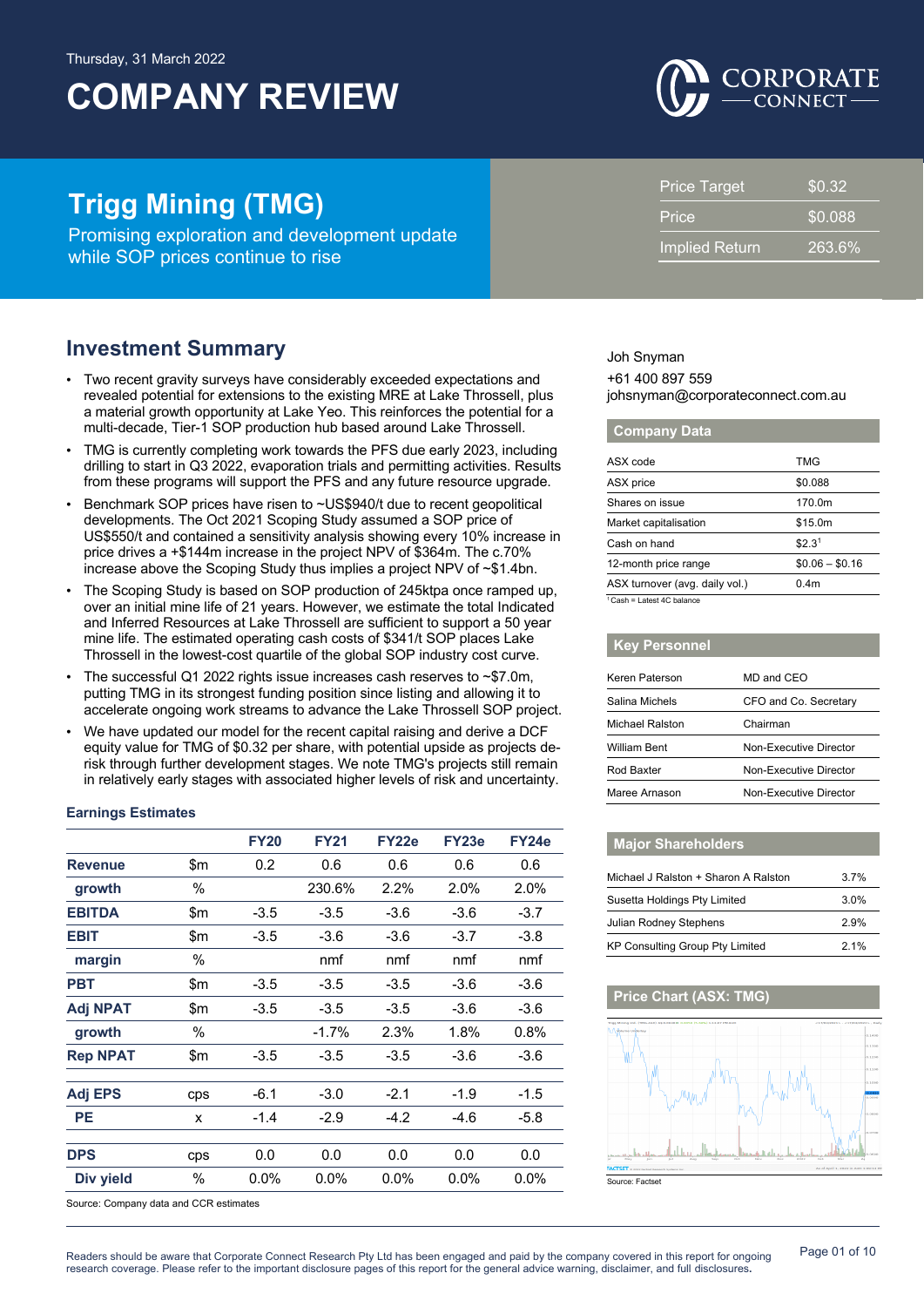Thursday, 31 March 2022

# COMPANY REVIEW

## Trigg Mining (TMG)

Promising exploration and development update while SOP prices continue to rise

| | |
|---|---|
| Price Target | $0.32 |
| Price | $0.088 |
| Implied Return | 263.6% |

## Investment Summary

- Two recent gravity surveys have considerably exceeded expectations and revealed potential for extensions to the existing MRE at Lake Throssell, plus a material growth opportunity at Lake Yeo. This reinforces the potential for a multi-decade, Tier-1 SOP production hub based around Lake Throssell.
- TMG is currently completing work towards the PFS due early 2023, including drilling to start in Q3 2022, evaporation trials and permitting activities. Results from these programs will support the PFS and any future resource upgrade.
- Benchmark SOP prices have risen to ~US$940/t due to recent geopolitical developments. The Oct 2021 Scoping Study assumed a SOP price of US$550/t and contained a sensitivity analysis showing every 10% increase in price drives a +$144m increase in the project NPV of $364m. The c.70% increase above the Scoping Study thus implies a project NPV of ~$1.4bn.
- The Scoping Study is based on SOP production of 245ktpa once ramped up, over an initial mine life of 21 years. However, we estimate the total Indicated and Inferred Resources at Lake Throssell are sufficient to support a 50 year mine life. The estimated operating cash costs of $341/t SOP places Lake Throssell in the lowest-cost quartile of the global SOP industry cost curve.
- The successful Q1 2022 rights issue increases cash reserves to ~$7.0m, putting TMG in its strongest funding position since listing and allowing it to accelerate ongoing work streams to advance the Lake Throssell SOP project.
- We have updated our model for the recent capital raising and derive a DCF equity value for TMG of $0.32 per share, with potential upside as projects de-risk through further development stages. We note TMG's projects still remain in relatively early stages with associated higher levels of risk and uncertainty.

### Earnings Estimates

| | | FY20 | FY21 | FY22e | FY23e | FY24e |
|---|---|---|---|---|---|---|
| **Revenue** | $m | 0.2 | 0.6 | 0.6 | 0.6 | 0.6 |
| **growth** | % | | 230.6% | 2.2% | 2.0% | 2.0% |
| **EBITDA** | $m | -3.5 | -3.5 | -3.6 | -3.6 | -3.7 |
| **EBIT** | $m | -3.5 | -3.6 | -3.6 | -3.7 | -3.8 |
| **margin** | % | | nmf | nmf | nmf | nmf |
| **PBT** | $m | -3.5 | -3.5 | -3.5 | -3.6 | -3.6 |
| **Adj NPAT** | $m | -3.5 | -3.5 | -3.5 | -3.6 | -3.6 |
| **growth** | % | | -1.7% | 2.3% | 1.8% | 0.8% |
| **Rep NPAT** | $m | -3.5 | -3.5 | -3.5 | -3.6 | -3.6 |
| **Adj EPS** | cps | -6.1 | -3.0 | -2.1 | -1.9 | -1.5 |
| **PE** | x | -1.4 | -2.9 | -4.2 | -4.6 | -5.8 |
| **DPS** | cps | 0.0 | 0.0 | 0.0 | 0.0 | 0.0 |
| **Div yield** | % | 0.0% | 0.0% | 0.0% | 0.0% | 0.0% |

Source: Company data and CCR estimates

Joh Snyman
+61 400 897 559
johsnyman@corporateconnect.com.au

### Company Data

| | |
|---|---|
| ASX code | TMG |
| ASX price | $0.088 |
| Shares on issue | 170.0m |
| Market capitalisation | $15.0m |
| Cash on hand | $2.3[1] |
| 12-month price range | $0.06 – $0.16 |
| ASX turnover (avg. daily vol.) | 0.4m |

[1] Cash = Latest 4C balance

### Key Personnel

| | |
|---|---|
| Keren Paterson | MD and CEO |
| Salina Michels | CFO and Co. Secretary |
| Michael Ralston | Chairman |
| William Bent | Non-Executive Director |
| Rod Baxter | Non-Executive Director |
| Maree Arnason | Non-Executive Director |

### Major Shareholders

| | |
|---|---|
| Michael J Ralston + Sharon A Ralston | 3.7% |
| Susetta Holdings Pty Limited | 3.0% |
| Julian Rodney Stephens | 2.9% |
| KP Consulting Group Pty Limited | 2.1% |

### Price Chart (ASX: TMG)

Source: Factset

Readers should be aware that Corporate Connect Research Pty Ltd has been engaged and paid by the company covered in this report for ongoing research coverage. Please refer to the important disclosure pages of this report for the general advice warning, disclaimer, and full disclosures.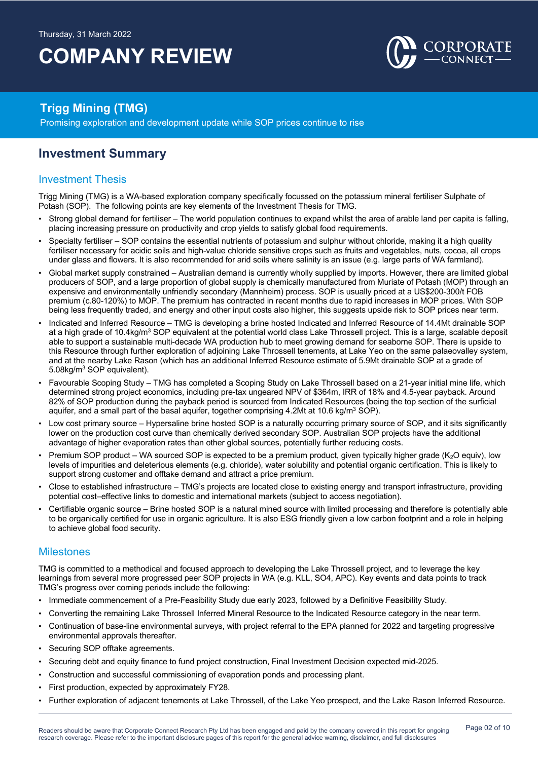Thursday, 31 March 2022

# COMPANY REVIEW

## Trigg Mining (TMG)

Promising exploration and development update while SOP prices continue to rise

## Investment Summary

### Investment Thesis

Trigg Mining (TMG) is a WA-based exploration company specifically focussed on the potassium mineral fertiliser Sulphate of Potash (SOP). The following points are key elements of the Investment Thesis for TMG.

- Strong global demand for fertiliser – The world population continues to expand whilst the area of arable land per capita is falling, placing increasing pressure on productivity and crop yields to satisfy global food requirements.
- Specialty fertiliser – SOP contains the essential nutrients of potassium and sulphur without chloride, making it a high quality fertiliser necessary for acidic soils and high-value chloride sensitive crops such as fruits and vegetables, nuts, cocoa, all crops under glass and flowers. It is also recommended for arid soils where salinity is an issue (e.g. large parts of WA farmland).
- Global market supply constrained – Australian demand is currently wholly supplied by imports. However, there are limited global producers of SOP, and a large proportion of global supply is chemically manufactured from Muriate of Potash (MOP) through an expensive and environmentally unfriendly secondary (Mannheim) process. SOP is usually priced at a US$200-300/t FOB premium (c.80-120%) to MOP. The premium has contracted in recent months due to rapid increases in MOP prices. With SOP being less frequently traded, and energy and other input costs also higher, this suggests upside risk to SOP prices near term.
- Indicated and Inferred Resource – TMG is developing a brine hosted Indicated and Inferred Resource of 14.4Mt drainable SOP at a high grade of 10.4kg/m$^3$ SOP equivalent at the potential world class Lake Throssell project. This is a large, scalable deposit able to support a sustainable multi-decade WA production hub to meet growing demand for seaborne SOP. There is upside to this Resource through further exploration of adjoining Lake Throssell tenements, at Lake Yeo on the same palaeovalley system, and at the nearby Lake Rason (which has an additional Inferred Resource estimate of 5.9Mt drainable SOP at a grade of 5.08kg/m$^3$ SOP equivalent).
- Favourable Scoping Study – TMG has completed a Scoping Study on Lake Throssell based on a 21-year initial mine life, which determined strong project economics, including pre-tax ungeared NPV of $364m, IRR of 18% and 4.5-year payback. Around 82% of SOP production during the payback period is sourced from Indicated Resources (being the top section of the surficial aquifer, and a small part of the basal aquifer, together comprising 4.2Mt at 10.6 kg/m$^3$ SOP).
- Low cost primary source – Hypersaline brine hosted SOP is a naturally occurring primary source of SOP, and it sits significantly lower on the production cost curve than chemically derived secondary SOP. Australian SOP projects have the additional advantage of higher evaporation rates than other global sources, potentially further reducing costs.
- Premium SOP product – WA sourced SOP is expected to be a premium product, given typically higher grade ($K_2O$ equiv), low levels of impurities and deleterious elements (e.g. chloride), water solubility and potential organic certification. This is likely to support strong customer and offtake demand and attract a price premium.
- Close to established infrastructure – TMG's projects are located close to existing energy and transport infrastructure, providing potential cost–effective links to domestic and international markets (subject to access negotiation).
- Certifiable organic source – Brine hosted SOP is a natural mined source with limited processing and therefore is potentially able to be organically certified for use in organic agriculture. It is also ESG friendly given a low carbon footprint and a role in helping to achieve global food security.

### Milestones

TMG is committed to a methodical and focused approach to developing the Lake Throssell project, and to leverage the key learnings from several more progressed peer SOP projects in WA (e.g. KLL, SO4, APC). Key events and data points to track TMG's progress over coming periods include the following:

- Immediate commencement of a Pre-Feasibility Study due early 2023, followed by a Definitive Feasibility Study.
- Converting the remaining Lake Throssell Inferred Mineral Resource to the Indicated Resource category in the near term.
- Continuation of base-line environmental surveys, with project referral to the EPA planned for 2022 and targeting progressive environmental approvals thereafter.
- Securing SOP offtake agreements.
- Securing debt and equity finance to fund project construction, Final Investment Decision expected mid-2025.
- Construction and successful commissioning of evaporation ponds and processing plant.
- First production, expected by approximately FY28.
- Further exploration of adjacent tenements at Lake Throssell, of the Lake Yeo prospect, and the Lake Rason Inferred Resource.

Readers should be aware that Corporate Connect Research Pty Ltd has been engaged and paid by the company covered in this report for ongoing research coverage. Please refer to the important disclosure pages of this report for the general advice warning, disclaimer, and full disclosures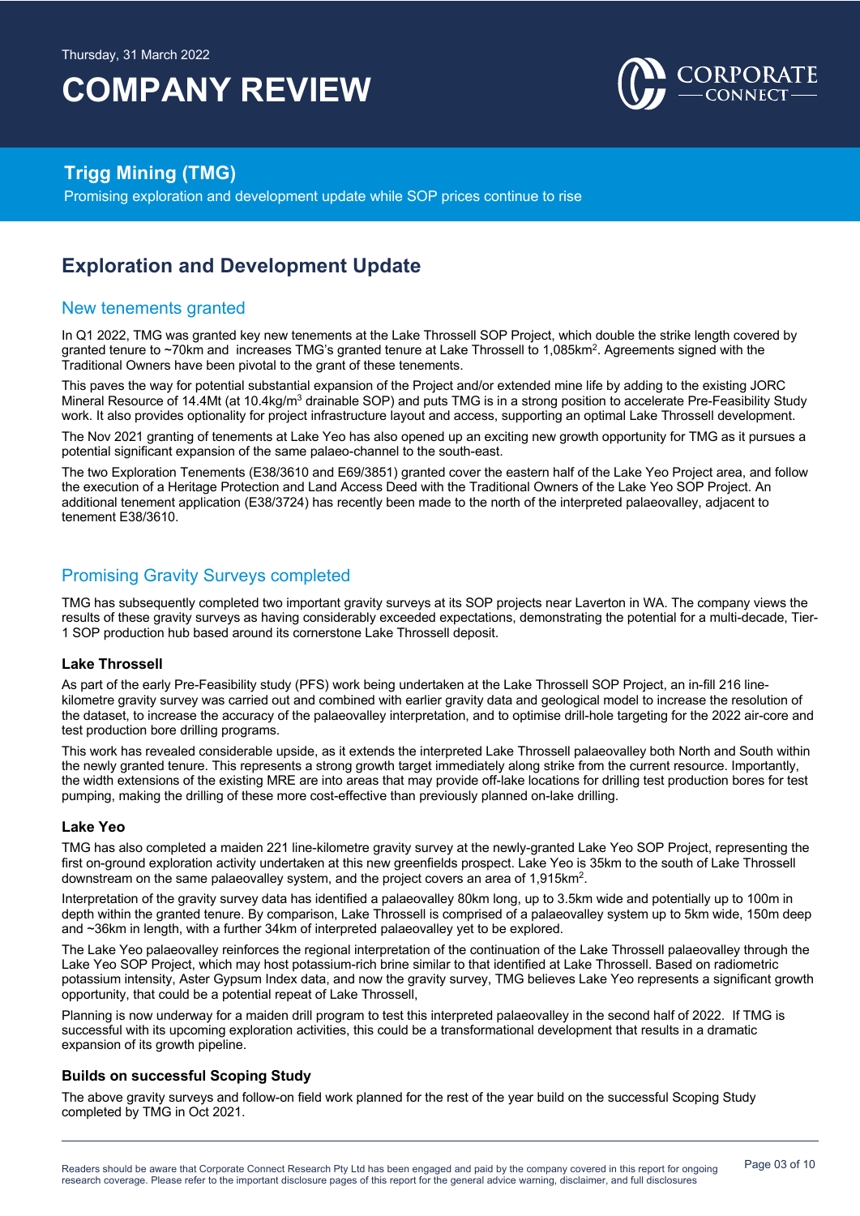## Exploration and Development Update

### New tenements granted

In Q1 2022, TMG was granted key new tenements at the Lake Throssell SOP Project, which double the strike length covered by granted tenure to ~70km and increases TMG's granted tenure at Lake Throssell to 1,085km$^2$. Agreements signed with the Traditional Owners have been pivotal to the grant of these tenements.

This paves the way for potential substantial expansion of the Project and/or extended mine life by adding to the existing JORC Mineral Resource of 14.4Mt (at 10.4kg/m$^3$ drainable SOP) and puts TMG is in a strong position to accelerate Pre-Feasibility Study work. It also provides optionality for project infrastructure layout and access, supporting an optimal Lake Throssell development.

The Nov 2021 granting of tenements at Lake Yeo has also opened up an exciting new growth opportunity for TMG as it pursues a potential significant expansion of the same palaeo-channel to the south-east.

The two Exploration Tenements (E38/3610 and E69/3851) granted cover the eastern half of the Lake Yeo Project area, and follow the execution of a Heritage Protection and Land Access Deed with the Traditional Owners of the Lake Yeo SOP Project. An additional tenement application (E38/3724) has recently been made to the north of the interpreted palaeovalley, adjacent to tenement E38/3610.

### Promising Gravity Surveys completed

TMG has subsequently completed two important gravity surveys at its SOP projects near Laverton in WA. The company views the results of these gravity surveys as having considerably exceeded expectations, demonstrating the potential for a multi-decade, Tier-1 SOP production hub based around its cornerstone Lake Throssell deposit.

#### Lake Throssell

As part of the early Pre-Feasibility study (PFS) work being undertaken at the Lake Throssell SOP Project, an in-fill 216 line-kilometre gravity survey was carried out and combined with earlier gravity data and geological model to increase the resolution of the dataset, to increase the accuracy of the palaeovalley interpretation, and to optimise drill-hole targeting for the 2022 air-core and test production bore drilling programs.

This work has revealed considerable upside, as it extends the interpreted Lake Throssell palaeovalley both North and South within the newly granted tenure. This represents a strong growth target immediately along strike from the current resource. Importantly, the width extensions of the existing MRE are into areas that may provide off-lake locations for drilling test production bores for test pumping, making the drilling of these more cost-effective than previously planned on-lake drilling.

#### Lake Yeo

TMG has also completed a maiden 221 line-kilometre gravity survey at the newly-granted Lake Yeo SOP Project, representing the first on-ground exploration activity undertaken at this new greenfields prospect. Lake Yeo is 35km to the south of Lake Throssell downstream on the same palaeovalley system, and the project covers an area of 1,915km$^2$.

Interpretation of the gravity survey data has identified a palaeovalley 80km long, up to 3.5km wide and potentially up to 100m in depth within the granted tenure. By comparison, Lake Throssell is comprised of a palaeovalley system up to 5km wide, 150m deep and ~36km in length, with a further 34km of interpreted palaeovalley yet to be explored.

The Lake Yeo palaeovalley reinforces the regional interpretation of the continuation of the Lake Throssell palaeovalley through the Lake Yeo SOP Project, which may host potassium-rich brine similar to that identified at Lake Throssell. Based on radiometric potassium intensity, Aster Gypsum Index data, and now the gravity survey, TMG believes Lake Yeo represents a significant growth opportunity, that could be a potential repeat of Lake Throssell,

Planning is now underway for a maiden drill program to test this interpreted palaeovalley in the second half of 2022. If TMG is successful with its upcoming exploration activities, this could be a transformational development that results in a dramatic expansion of its growth pipeline.

#### Builds on successful Scoping Study

The above gravity surveys and follow-on field work planned for the rest of the year build on the successful Scoping Study completed by TMG in Oct 2021.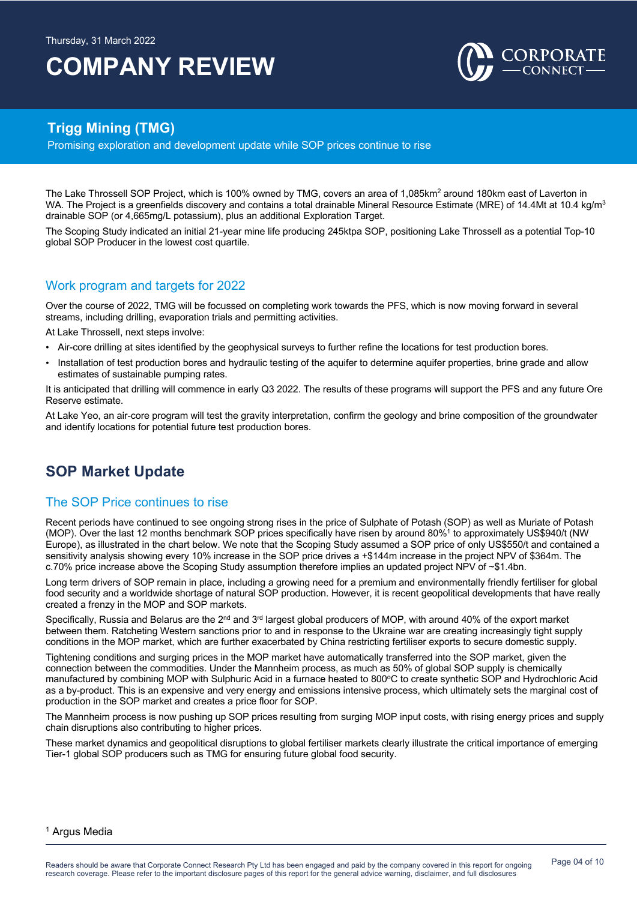The Lake Throssell SOP Project, which is 100% owned by TMG, covers an area of 1,085km$^2$ around 180km east of Laverton in WA. The Project is a greenfields discovery and contains a total drainable Mineral Resource Estimate (MRE) of 14.4Mt at 10.4 kg/m$^3$ drainable SOP (or 4,665mg/L potassium), plus an additional Exploration Target.

The Scoping Study indicated an initial 21-year mine life producing 245ktpa SOP, positioning Lake Throssell as a potential Top-10 global SOP Producer in the lowest cost quartile.

### Work program and targets for 2022

Over the course of 2022, TMG will be focussed on completing work towards the PFS, which is now moving forward in several streams, including drilling, evaporation trials and permitting activities.

At Lake Throssell, next steps involve:

- Air-core drilling at sites identified by the geophysical surveys to further refine the locations for test production bores.
- Installation of test production bores and hydraulic testing of the aquifer to determine aquifer properties, brine grade and allow estimates of sustainable pumping rates.

It is anticipated that drilling will commence in early Q3 2022. The results of these programs will support the PFS and any future Ore Reserve estimate.

At Lake Yeo, an air-core program will test the gravity interpretation, confirm the geology and brine composition of the groundwater and identify locations for potential future test production bores.

## SOP Market Update

### The SOP Price continues to rise

Recent periods have continued to see ongoing strong rises in the price of Sulphate of Potash (SOP) as well as Muriate of Potash (MOP). Over the last 12 months benchmark SOP prices specifically have risen by around 80%[1] to approximately US$940/t (NW Europe), as illustrated in the chart below. We note that the Scoping Study assumed a SOP price of only US$550/t and contained a sensitivity analysis showing every 10% increase in the SOP price drives a +$144m increase in the project NPV of $364m. The c.70% price increase above the Scoping Study assumption therefore implies an updated project NPV of ~$1.4bn.

Long term drivers of SOP remain in place, including a growing need for a premium and environmentally friendly fertiliser for global food security and a worldwide shortage of natural SOP production. However, it is recent geopolitical developments that have really created a frenzy in the MOP and SOP markets.

Specifically, Russia and Belarus are the 2nd and 3rd largest global producers of MOP, with around 40% of the export market between them. Ratcheting Western sanctions prior to and in response to the Ukraine war are creating increasingly tight supply conditions in the MOP market, which are further exacerbated by China restricting fertiliser exports to secure domestic supply.

Tightening conditions and surging prices in the MOP market have automatically transferred into the SOP market, given the connection between the commodities. Under the Mannheim process, as much as 50% of global SOP supply is chemically manufactured by combining MOP with Sulphuric Acid in a furnace heated to 800$^o$C to create synthetic SOP and Hydrochloric Acid as a by-product. This is an expensive and very energy and emissions intensive process, which ultimately sets the marginal cost of production in the SOP market and creates a price floor for SOP.

The Mannheim process is now pushing up SOP prices resulting from surging MOP input costs, with rising energy prices and supply chain disruptions also contributing to higher prices.

These market dynamics and geopolitical disruptions to global fertiliser markets clearly illustrate the critical importance of emerging Tier-1 global SOP producers such as TMG for ensuring future global food security.

[1] Argus Media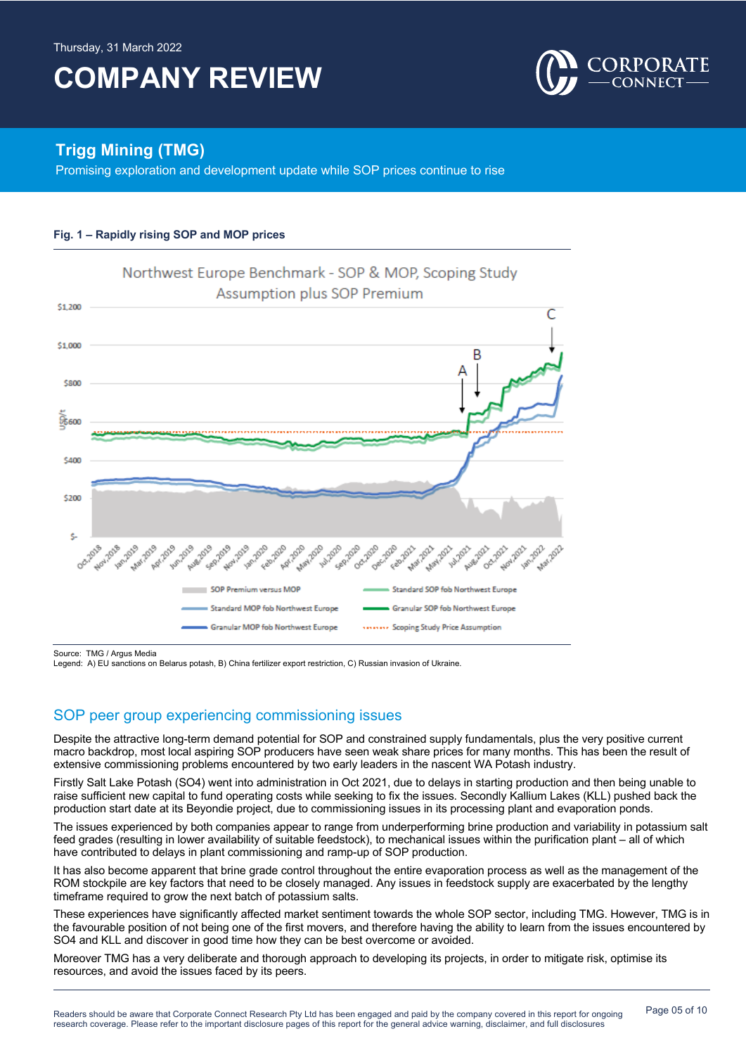**Fig. 1 – Rapidly rising SOP and MOP prices**

Source: TMG / Argus Media
Legend: A) EU sanctions on Belarus potash, B) China fertilizer export restriction, C) Russian invasion of Ukraine.

## SOP peer group experiencing commissioning issues

Despite the attractive long-term demand potential for SOP and constrained supply fundamentals, plus the very positive current macro backdrop, most local aspiring SOP producers have seen weak share prices for many months. This has been the result of extensive commissioning problems encountered by two early leaders in the nascent WA Potash industry.

Firstly Salt Lake Potash (SO4) went into administration in Oct 2021, due to delays in starting production and then being unable to raise sufficient new capital to fund operating costs while seeking to fix the issues. Secondly Kallium Lakes (KLL) pushed back the production start date at its Beyondie project, due to commissioning issues in its processing plant and evaporation ponds.

The issues experienced by both companies appear to range from underperforming brine production and variability in potassium salt feed grades (resulting in lower availability of suitable feedstock), to mechanical issues within the purification plant – all of which have contributed to delays in plant commissioning and ramp-up of SOP production.

It has also become apparent that brine grade control throughout the entire evaporation process as well as the management of the ROM stockpile are key factors that need to be closely managed. Any issues in feedstock supply are exacerbated by the lengthy timeframe required to grow the next batch of potassium salts.

These experiences have significantly affected market sentiment towards the whole SOP sector, including TMG. However, TMG is in the favourable position of not being one of the first movers, and therefore having the ability to learn from the issues encountered by SO4 and KLL and discover in good time how they can be best overcome or avoided.

Moreover TMG has a very deliberate and thorough approach to developing its projects, in order to mitigate risk, optimise its resources, and avoid the issues faced by its peers.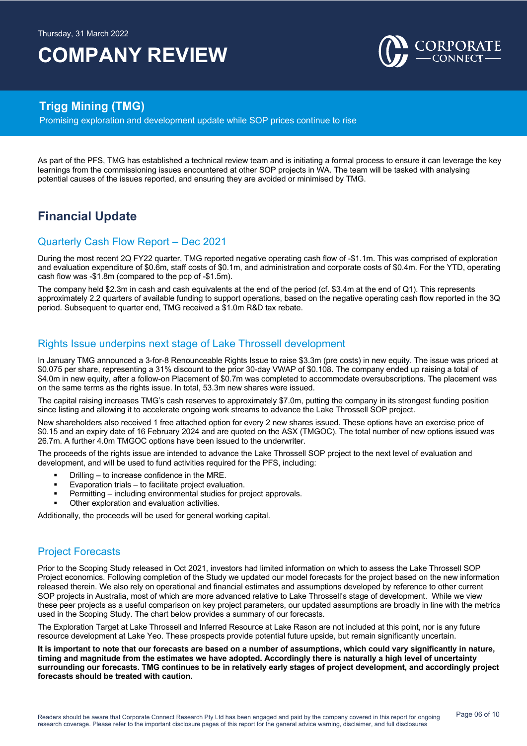As part of the PFS, TMG has established a technical review team and is initiating a formal process to ensure it can leverage the key learnings from the commissioning issues encountered at other SOP projects in WA. The team will be tasked with analysing potential causes of the issues reported, and ensuring they are avoided or minimised by TMG.

## Financial Update

### Quarterly Cash Flow Report – Dec 2021

During the most recent 2Q FY22 quarter, TMG reported negative operating cash flow of -$1.1m. This was comprised of exploration and evaluation expenditure of $0.6m, staff costs of $0.1m, and administration and corporate costs of $0.4m. For the YTD, operating cash flow was -$1.8m (compared to the pcp of -$1.5m).

The company held $2.3m in cash and cash equivalents at the end of the period (cf. $3.4m at the end of Q1). This represents approximately 2.2 quarters of available funding to support operations, based on the negative operating cash flow reported in the 3Q period. Subsequent to quarter end, TMG received a $1.0m R&D tax rebate.

### Rights Issue underpins next stage of Lake Throssell development

In January TMG announced a 3-for-8 Renounceable Rights Issue to raise $3.3m (pre costs) in new equity. The issue was priced at $0.075 per share, representing a 31% discount to the prior 30-day VWAP of $0.108. The company ended up raising a total of $4.0m in new equity, after a follow-on Placement of $0.7m was completed to accommodate oversubscriptions. The placement was on the same terms as the rights issue. In total, 53.3m new shares were issued.

The capital raising increases TMG's cash reserves to approximately $7.0m, putting the company in its strongest funding position since listing and allowing it to accelerate ongoing work streams to advance the Lake Throssell SOP project.

New shareholders also received 1 free attached option for every 2 new shares issued. These options have an exercise price of $0.15 and an expiry date of 16 February 2024 and are quoted on the ASX (TMGOC). The total number of new options issued was 26.7m. A further 4.0m TMGOC options have been issued to the underwriter.

The proceeds of the rights issue are intended to advance the Lake Throssell SOP project to the next level of evaluation and development, and will be used to fund activities required for the PFS, including:

- Drilling – to increase confidence in the MRE.
- Evaporation trials – to facilitate project evaluation.
- Permitting – including environmental studies for project approvals.
- Other exploration and evaluation activities.

Additionally, the proceeds will be used for general working capital.

### Project Forecasts

Prior to the Scoping Study released in Oct 2021, investors had limited information on which to assess the Lake Throssell SOP Project economics. Following completion of the Study we updated our model forecasts for the project based on the new information released therein. We also rely on operational and financial estimates and assumptions developed by reference to other current SOP projects in Australia, most of which are more advanced relative to Lake Throssell's stage of development. While we view these peer projects as a useful comparison on key project parameters, our updated assumptions are broadly in line with the metrics used in the Scoping Study. The chart below provides a summary of our forecasts.

The Exploration Target at Lake Throssell and Inferred Resource at Lake Rason are not included at this point, nor is any future resource development at Lake Yeo. These prospects provide potential future upside, but remain significantly uncertain.

**It is important to note that our forecasts are based on a number of assumptions, which could vary significantly in nature, timing and magnitude from the estimates we have adopted. Accordingly there is naturally a high level of uncertainty surrounding our forecasts. TMG continues to be in relatively early stages of project development, and accordingly project forecasts should be treated with caution.**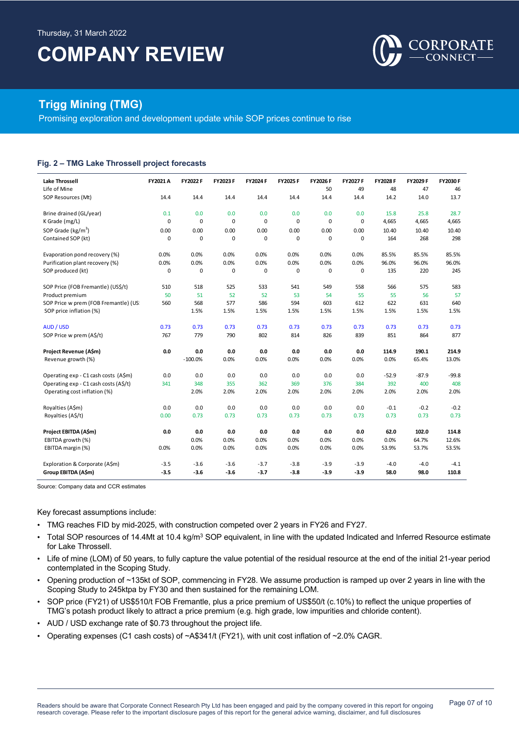Thursday, 31 March 2022

# COMPANY REVIEW

## Trigg Mining (TMG)

Promising exploration and development update while SOP prices continue to rise

### Fig. 2 – TMG Lake Throssell project forecasts

| Lake Throssell | FY2021 A | FY2022 F | FY2023 F | FY2024 F | FY2025 F | FY2026 F | FY2027 F | FY2028 F | FY2029 F | FY2030 F |
|---|---|---|---|---|---|---|---|---|---|---|
| Life of Mine | | | | | | 50 | 49 | 48 | 47 | 46 |
| SOP Resources (Mt) | 14.4 | 14.4 | 14.4 | 14.4 | 14.4 | 14.4 | 14.4 | 14.2 | 14.0 | 13.7 |
| | | | | | | | | | | |
| Brine drained (GL/year) | 0.1 | 0.0 | 0.0 | 0.0 | 0.0 | 0.0 | 0.0 | 15.8 | 25.8 | 28.7 |
| K Grade (mg/L) | 0 | 0 | 0 | 0 | 0 | 0 | 0 | 4,665 | 4,665 | 4,665 |
| SOP Grade (kg/m$^3$) | 0.00 | 0.00 | 0.00 | 0.00 | 0.00 | 0.00 | 0.00 | 10.40 | 10.40 | 10.40 |
| Contained SOP (kt) | 0 | 0 | 0 | 0 | 0 | 0 | 0 | 164 | 268 | 298 |
| | | | | | | | | | | |
| Evaporation pond recovery (%) | 0.0% | 0.0% | 0.0% | 0.0% | 0.0% | 0.0% | 0.0% | 85.5% | 85.5% | 85.5% |
| Purification plant recovery (%) | 0.0% | 0.0% | 0.0% | 0.0% | 0.0% | 0.0% | 0.0% | 96.0% | 96.0% | 96.0% |
| SOP produced (kt) | 0 | 0 | 0 | 0 | 0 | 0 | 0 | 135 | 220 | 245 |
| | | | | | | | | | | |
| SOP Price (FOB Fremantle) (US$/t) | 510 | 518 | 525 | 533 | 541 | 549 | 558 | 566 | 575 | 583 |
| Product premium | 50 | 51 | 52 | 52 | 53 | 54 | 55 | 55 | 56 | 57 |
| SOP Price w prem (FOB Fremantle) (US | 560 | 568 | 577 | 586 | 594 | 603 | 612 | 622 | 631 | 640 |
| SOP price inflation (%) | | 1.5% | 1.5% | 1.5% | 1.5% | 1.5% | 1.5% | 1.5% | 1.5% | 1.5% |
| | | | | | | | | | | |
| AUD / USD | 0.73 | 0.73 | 0.73 | 0.73 | 0.73 | 0.73 | 0.73 | 0.73 | 0.73 | 0.73 |
| SOP Price w prem (A$/t) | 767 | 779 | 790 | 802 | 814 | 826 | 839 | 851 | 864 | 877 |
| | | | | | | | | | | |
| **Project Revenue (A$m)** | **0.0** | **0.0** | **0.0** | **0.0** | **0.0** | **0.0** | **0.0** | **114.9** | **190.1** | **214.9** |
| Revenue growth (%) | | -100.0% | 0.0% | 0.0% | 0.0% | 0.0% | 0.0% | 0.0% | 65.4% | 13.0% |
| | | | | | | | | | | |
| Operating exp - C1 cash costs (A$m) | 0.0 | 0.0 | 0.0 | 0.0 | 0.0 | 0.0 | 0.0 | -52.9 | -87.9 | -99.8 |
| Operating exp - C1 cash costs (A$/t) | 341 | 348 | 355 | 362 | 369 | 376 | 384 | 392 | 400 | 408 |
| Operating cost inflation (%) | | 2.0% | 2.0% | 2.0% | 2.0% | 2.0% | 2.0% | 2.0% | 2.0% | 2.0% |
| | | | | | | | | | | |
| Royalties (A$m) | 0.0 | 0.0 | 0.0 | 0.0 | 0.0 | 0.0 | 0.0 | -0.1 | -0.2 | -0.2 |
| Royalties (A$/t) | 0.00 | 0.73 | 0.73 | 0.73 | 0.73 | 0.73 | 0.73 | 0.73 | 0.73 | 0.73 |
| | | | | | | | | | | |
| **Project EBITDA (A$m)** | **0.0** | **0.0** | **0.0** | **0.0** | **0.0** | **0.0** | **0.0** | **62.0** | **102.0** | **114.8** |
| EBITDA growth (%) | | 0.0% | 0.0% | 0.0% | 0.0% | 0.0% | 0.0% | 0.0% | 64.7% | 12.6% |
| EBITDA margin (%) | 0.0% | 0.0% | 0.0% | 0.0% | 0.0% | 0.0% | 0.0% | 53.9% | 53.7% | 53.5% |
| | | | | | | | | | | |
| Exploration & Corporate (A$m) | -3.5 | -3.6 | -3.6 | -3.7 | -3.8 | -3.9 | -3.9 | -4.0 | -4.0 | -4.1 |
| **Group EBITDA (A$m)** | **-3.5** | **-3.6** | **-3.6** | **-3.7** | **-3.8** | **-3.9** | **-3.9** | **58.0** | **98.0** | **110.8** |

Source: Company data and CCR estimates

Key forecast assumptions include:

- TMG reaches FID by mid-2025, with construction competed over 2 years in FY26 and FY27.
- Total SOP resources of 14.4Mt at 10.4 kg/m$^3$ SOP equivalent, in line with the updated Indicated and Inferred Resource estimate for Lake Throssell.
- Life of mine (LOM) of 50 years, to fully capture the value potential of the residual resource at the end of the initial 21-year period contemplated in the Scoping Study.
- Opening production of ~135kt of SOP, commencing in FY28. We assume production is ramped up over 2 years in line with the Scoping Study to 245ktpa by FY30 and then sustained for the remaining LOM.
- SOP price (FY21) of US$510/t FOB Fremantle, plus a price premium of US$50/t (c.10%) to reflect the unique properties of TMG's potash product likely to attract a price premium (e.g. high grade, low impurities and chloride content).
- AUD / USD exchange rate of $0.73 throughout the project life.
- Operating expenses (C1 cash costs) of ~A$341/t (FY21), with unit cost inflation of ~2.0% CAGR.

Readers should be aware that Corporate Connect Research Pty Ltd has been engaged and paid by the company covered in this report for ongoing research coverage. Please refer to the important disclosure pages of this report for the general advice warning, disclaimer, and full disclosures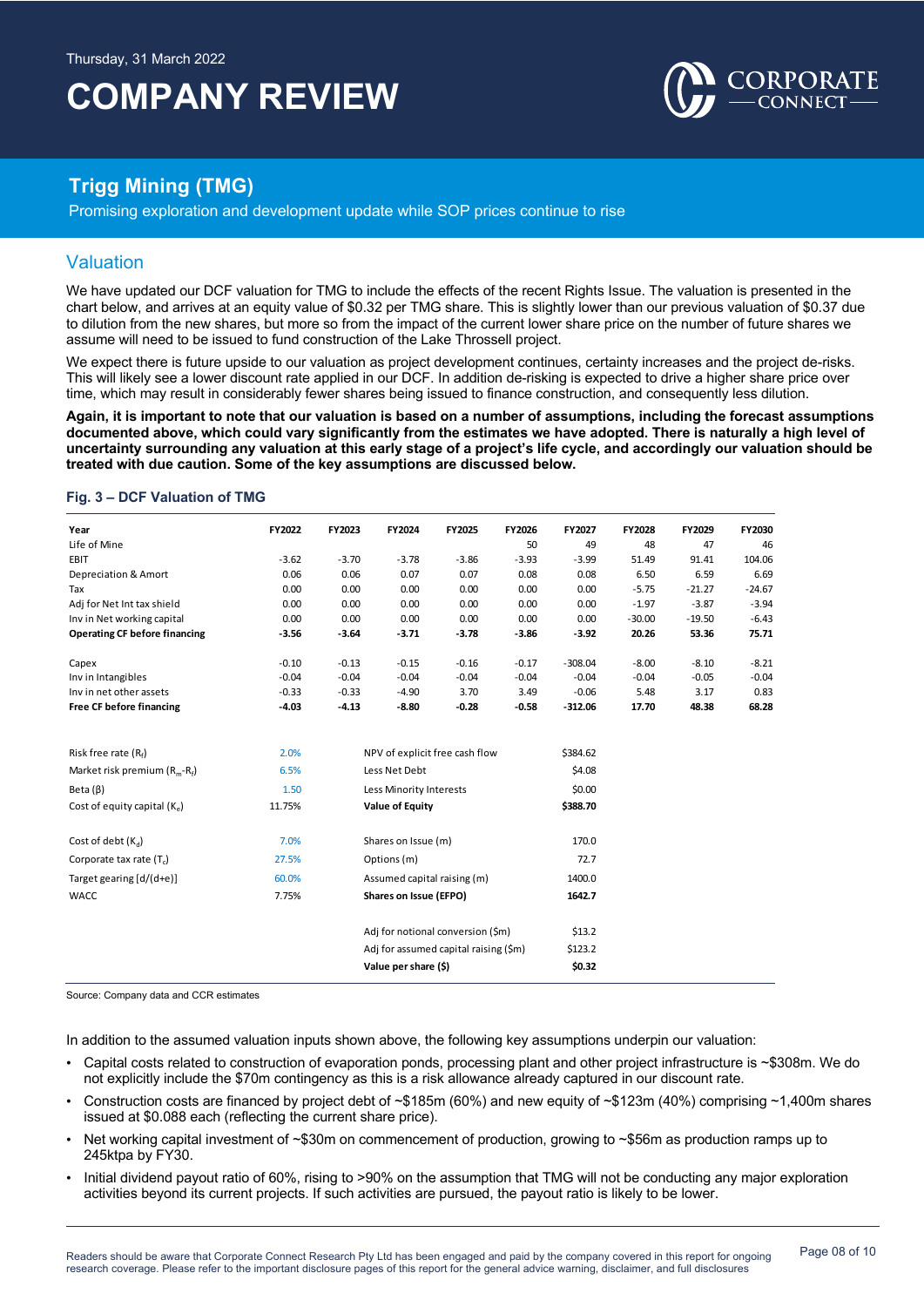## Valuation

We have updated our DCF valuation for TMG to include the effects of the recent Rights Issue. The valuation is presented in the chart below, and arrives at an equity value of $0.32 per TMG share. This is slightly lower than our previous valuation of $0.37 due to dilution from the new shares, but more so from the impact of the current lower share price on the number of future shares we assume will need to be issued to fund construction of the Lake Throssell project.

We expect there is future upside to our valuation as project development continues, certainty increases and the project de-risks. This will likely see a lower discount rate applied in our DCF. In addition de-risking is expected to drive a higher share price over time, which may result in considerably fewer shares being issued to finance construction, and consequently less dilution.

**Again, it is important to note that our valuation is based on a number of assumptions, including the forecast assumptions documented above, which could vary significantly from the estimates we have adopted. There is naturally a high level of uncertainty surrounding any valuation at this early stage of a project's life cycle, and accordingly our valuation should be treated with due caution. Some of the key assumptions are discussed below.**

### Fig. 3 – DCF Valuation of TMG

| Year | FY2022 | FY2023 | FY2024 | FY2025 | FY2026 | FY2027 | FY2028 | FY2029 | FY2030 |
|---|---|---|---|---|---|---|---|---|---|
| Life of Mine | | | | | 50 | 49 | 48 | 47 | 46 |
| EBIT | -3.62 | -3.70 | -3.78 | -3.86 | -3.93 | -3.99 | 51.49 | 91.41 | 104.06 |
| Depreciation & Amort | 0.06 | 0.06 | 0.07 | 0.07 | 0.08 | 0.08 | 6.50 | 6.59 | 6.69 |
| Tax | 0.00 | 0.00 | 0.00 | 0.00 | 0.00 | 0.00 | -5.75 | -21.27 | -24.67 |
| Adj for Net Int tax shield | 0.00 | 0.00 | 0.00 | 0.00 | 0.00 | 0.00 | -1.97 | -3.87 | -3.94 |
| Inv in Net working capital | 0.00 | 0.00 | 0.00 | 0.00 | 0.00 | 0.00 | -30.00 | -19.50 | -6.43 |
| **Operating CF before financing** | **-3.56** | **-3.64** | **-3.71** | **-3.78** | **-3.86** | **-3.92** | **20.26** | **53.36** | **75.71** |
| | | | | | | | | | |
| Capex | -0.10 | -0.13 | -0.15 | -0.16 | -0.17 | -308.04 | -8.00 | -8.10 | -8.21 |
| Inv in Intangibles | -0.04 | -0.04 | -0.04 | -0.04 | -0.04 | -0.04 | -0.04 | -0.05 | -0.04 |
| Inv in net other assets | -0.33 | -0.33 | -4.90 | 3.70 | 3.49 | -0.06 | 5.48 | 3.17 | 0.83 |
| **Free CF before financing** | **-4.03** | **-4.13** | **-8.80** | **-0.28** | **-0.58** | **-312.06** | **17.70** | **48.38** | **68.28** |

| Parameter | Value | Item | Value |
|---|---|---|---|
| Risk free rate ($R_f$) | 2.0% | NPV of explicit free cash flow | $384.62 |
| Market risk premium ($R_m$-$R_f$) | 6.5% | Less Net Debt | $4.08 |
| Beta (β) | 1.50 | Less Minority Interests | $0.00 |
| Cost of equity capital ($K_e$) | 11.75% | **Value of Equity** | **$388.70** |
| | | | |
| Cost of debt ($K_d$) | 7.0% | Shares on Issue (m) | 170.0 |
| Corporate tax rate ($T_c$) | 27.5% | Options (m) | 72.7 |
| Target gearing [d/(d+e)] | 60.0% | Assumed capital raising (m) | 1400.0 |
| WACC | 7.75% | **Shares on Issue (EFPO)** | **1642.7** |
| | | | |
| | | Adj for notional conversion ($m) | $13.2 |
| | | Adj for assumed capital raising ($m) | $123.2 |
| | | **Value per share ($)** | **$0.32** |

Source: Company data and CCR estimates

In addition to the assumed valuation inputs shown above, the following key assumptions underpin our valuation:

- Capital costs related to construction of evaporation ponds, processing plant and other project infrastructure is ~$308m. We do not explicitly include the $70m contingency as this is a risk allowance already captured in our discount rate.
- Construction costs are financed by project debt of ~$185m (60%) and new equity of ~$123m (40%) comprising ~1,400m shares issued at $0.088 each (reflecting the current share price).
- Net working capital investment of ~$30m on commencement of production, growing to ~$56m as production ramps up to 245ktpa by FY30.
- Initial dividend payout ratio of 60%, rising to >90% on the assumption that TMG will not be conducting any major exploration activities beyond its current projects. If such activities are pursued, the payout ratio is likely to be lower.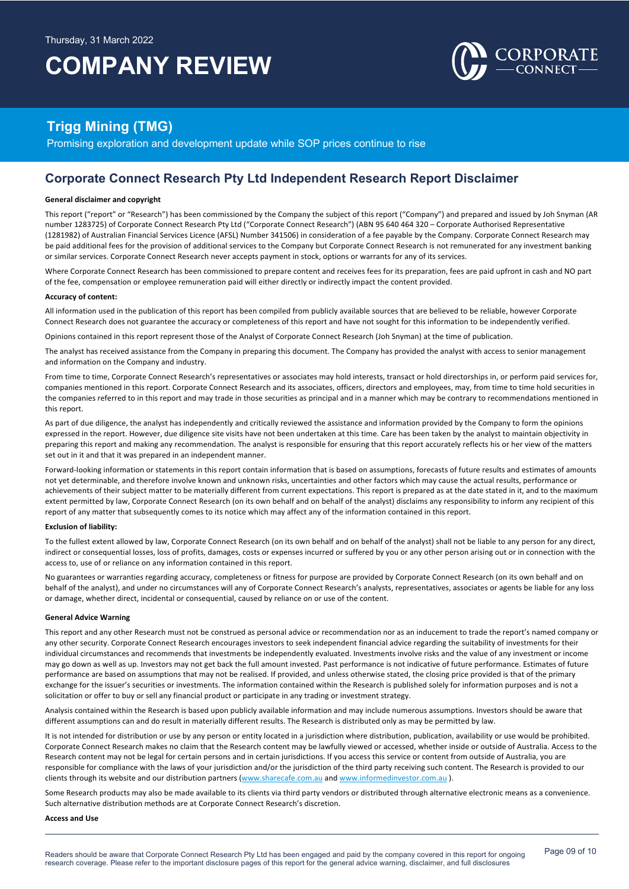Thursday, 31 March 2022

# COMPANY REVIEW

## Trigg Mining (TMG)

Promising exploration and development update while SOP prices continue to rise

## Corporate Connect Research Pty Ltd Independent Research Report Disclaimer

**General disclaimer and copyright**

This report ("report" or "Research") has been commissioned by the Company the subject of this report ("Company") and prepared and issued by Joh Snyman (AR number 1283725) of Corporate Connect Research Pty Ltd ("Corporate Connect Research") (ABN 95 640 464 320 – Corporate Authorised Representative (1281982) of Australian Financial Services Licence (AFSL) Number 341506) in consideration of a fee payable by the Company. Corporate Connect Research may be paid additional fees for the provision of additional services to the Company but Corporate Connect Research is not remunerated for any investment banking or similar services. Corporate Connect Research never accepts payment in stock, options or warrants for any of its services.

Where Corporate Connect Research has been commissioned to prepare content and receives fees for its preparation, fees are paid upfront in cash and NO part of the fee, compensation or employee remuneration paid will either directly or indirectly impact the content provided.

**Accuracy of content:**

All information used in the publication of this report has been compiled from publicly available sources that are believed to be reliable, however Corporate Connect Research does not guarantee the accuracy or completeness of this report and have not sought for this information to be independently verified.

Opinions contained in this report represent those of the Analyst of Corporate Connect Research (Joh Snyman) at the time of publication.

The analyst has received assistance from the Company in preparing this document. The Company has provided the analyst with access to senior management and information on the Company and industry.

From time to time, Corporate Connect Research's representatives or associates may hold interests, transact or hold directorships in, or perform paid services for, companies mentioned in this report. Corporate Connect Research and its associates, officers, directors and employees, may, from time to time hold securities in the companies referred to in this report and may trade in those securities as principal and in a manner which may be contrary to recommendations mentioned in this report.

As part of due diligence, the analyst has independently and critically reviewed the assistance and information provided by the Company to form the opinions expressed in the report. However, due diligence site visits have not been undertaken at this time. Care has been taken by the analyst to maintain objectivity in preparing this report and making any recommendation. The analyst is responsible for ensuring that this report accurately reflects his or her view of the matters set out in it and that it was prepared in an independent manner.

Forward-looking information or statements in this report contain information that is based on assumptions, forecasts of future results and estimates of amounts not yet determinable, and therefore involve known and unknown risks, uncertainties and other factors which may cause the actual results, performance or achievements of their subject matter to be materially different from current expectations. This report is prepared as at the date stated in it, and to the maximum extent permitted by law, Corporate Connect Research (on its own behalf and on behalf of the analyst) disclaims any responsibility to inform any recipient of this report of any matter that subsequently comes to its notice which may affect any of the information contained in this report.

**Exclusion of liability:**

To the fullest extent allowed by law, Corporate Connect Research (on its own behalf and on behalf of the analyst) shall not be liable to any person for any direct, indirect or consequential losses, loss of profits, damages, costs or expenses incurred or suffered by you or any other person arising out or in connection with the access to, use of or reliance on any information contained in this report.

No guarantees or warranties regarding accuracy, completeness or fitness for purpose are provided by Corporate Connect Research (on its own behalf and on behalf of the analyst), and under no circumstances will any of Corporate Connect Research's analysts, representatives, associates or agents be liable for any loss or damage, whether direct, incidental or consequential, caused by reliance on or use of the content.

**General Advice Warning**

This report and any other Research must not be construed as personal advice or recommendation nor as an inducement to trade the report's named company or any other security. Corporate Connect Research encourages investors to seek independent financial advice regarding the suitability of investments for their individual circumstances and recommends that investments be independently evaluated. Investments involve risks and the value of any investment or income may go down as well as up. Investors may not get back the full amount invested. Past performance is not indicative of future performance. Estimates of future performance are based on assumptions that may not be realised. If provided, and unless otherwise stated, the closing price provided is that of the primary exchange for the issuer's securities or investments. The information contained within the Research is published solely for information purposes and is not a solicitation or offer to buy or sell any financial product or participate in any trading or investment strategy.

Analysis contained within the Research is based upon publicly available information and may include numerous assumptions. Investors should be aware that different assumptions can and do result in materially different results. The Research is distributed only as may be permitted by law.

It is not intended for distribution or use by any person or entity located in a jurisdiction where distribution, publication, availability or use would be prohibited. Corporate Connect Research makes no claim that the Research content may be lawfully viewed or accessed, whether inside or outside of Australia. Access to the Research content may not be legal for certain persons and in certain jurisdictions. If you access this service or content from outside of Australia, you are responsible for compliance with the laws of your jurisdiction and/or the jurisdiction of the third party receiving such content. The Research is provided to our clients through its website and our distribution partners (www.sharecafe.com.au and www.informedinvestor.com.au ).

Some Research products may also be made available to its clients via third party vendors or distributed through alternative electronic means as a convenience. Such alternative distribution methods are at Corporate Connect Research's discretion.

**Access and Use**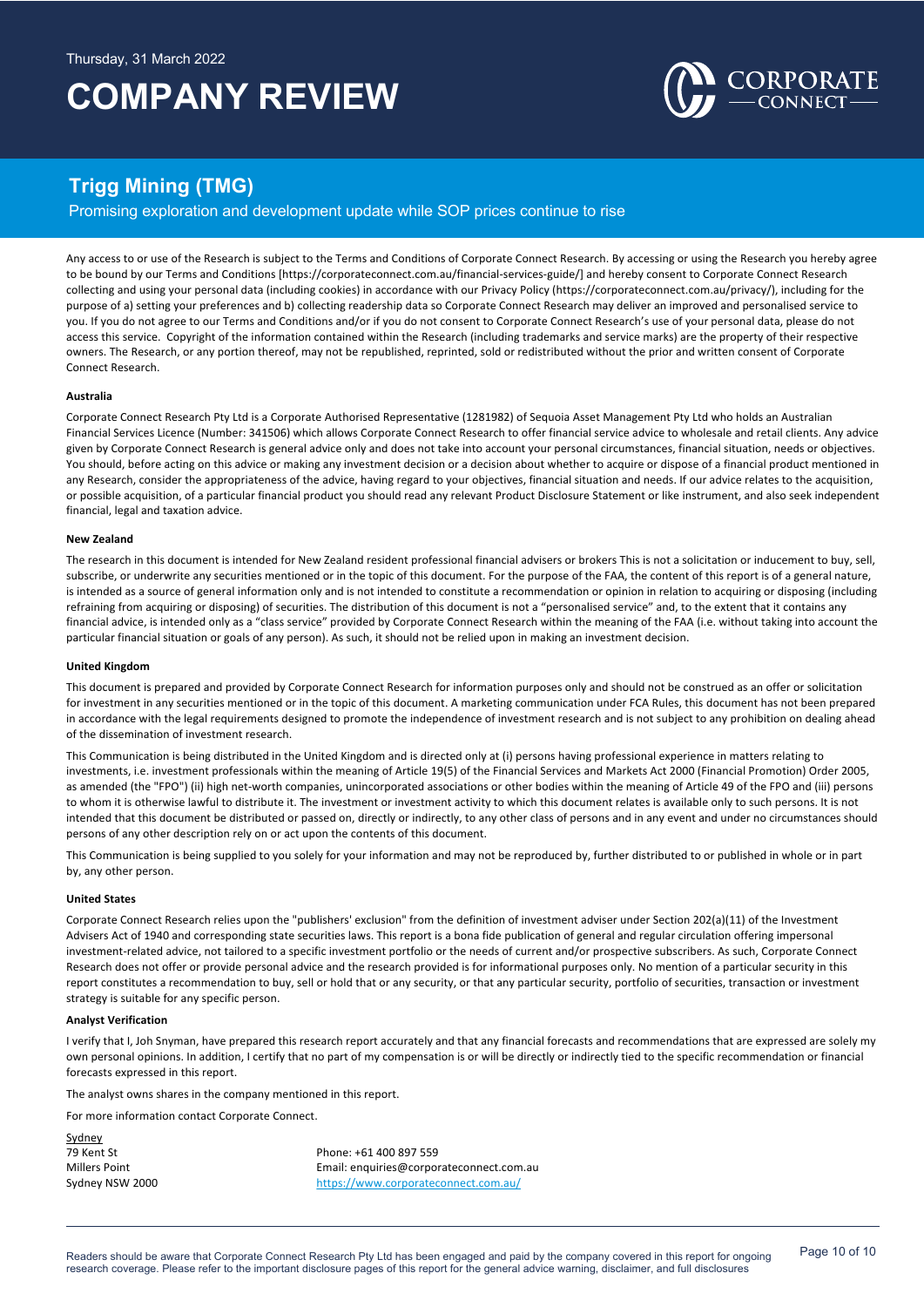Thursday, 31 March 2022

# COMPANY REVIEW

## Trigg Mining (TMG)

Promising exploration and development update while SOP prices continue to rise

Any access to or use of the Research is subject to the Terms and Conditions of Corporate Connect Research. By accessing or using the Research you hereby agree to be bound by our Terms and Conditions [https://corporateconnect.com.au/financial-services-guide/] and hereby consent to Corporate Connect Research collecting and using your personal data (including cookies) in accordance with our Privacy Policy (https://corporateconnect.com.au/privacy/), including for the purpose of a) setting your preferences and b) collecting readership data so Corporate Connect Research may deliver an improved and personalised service to you. If you do not agree to our Terms and Conditions and/or if you do not consent to Corporate Connect Research's use of your personal data, please do not access this service. Copyright of the information contained within the Research (including trademarks and service marks) are the property of their respective owners. The Research, or any portion thereof, may not be republished, reprinted, sold or redistributed without the prior and written consent of Corporate Connect Research.

**Australia**

Corporate Connect Research Pty Ltd is a Corporate Authorised Representative (1281982) of Sequoia Asset Management Pty Ltd who holds an Australian Financial Services Licence (Number: 341506) which allows Corporate Connect Research to offer financial service advice to wholesale and retail clients. Any advice given by Corporate Connect Research is general advice only and does not take into account your personal circumstances, financial situation, needs or objectives. You should, before acting on this advice or making any investment decision or a decision about whether to acquire or dispose of a financial product mentioned in any Research, consider the appropriateness of the advice, having regard to your objectives, financial situation and needs. If our advice relates to the acquisition, or possible acquisition, of a particular financial product you should read any relevant Product Disclosure Statement or like instrument, and also seek independent financial, legal and taxation advice.

**New Zealand**

The research in this document is intended for New Zealand resident professional financial advisers or brokers This is not a solicitation or inducement to buy, sell, subscribe, or underwrite any securities mentioned or in the topic of this document. For the purpose of the FAA, the content of this report is of a general nature, is intended as a source of general information only and is not intended to constitute a recommendation or opinion in relation to acquiring or disposing (including refraining from acquiring or disposing) of securities. The distribution of this document is not a "personalised service" and, to the extent that it contains any financial advice, is intended only as a "class service" provided by Corporate Connect Research within the meaning of the FAA (i.e. without taking into account the particular financial situation or goals of any person). As such, it should not be relied upon in making an investment decision.

**United Kingdom**

This document is prepared and provided by Corporate Connect Research for information purposes only and should not be construed as an offer or solicitation for investment in any securities mentioned or in the topic of this document. A marketing communication under FCA Rules, this document has not been prepared in accordance with the legal requirements designed to promote the independence of investment research and is not subject to any prohibition on dealing ahead of the dissemination of investment research.

This Communication is being distributed in the United Kingdom and is directed only at (i) persons having professional experience in matters relating to investments, i.e. investment professionals within the meaning of Article 19(5) of the Financial Services and Markets Act 2000 (Financial Promotion) Order 2005, as amended (the "FPO") (ii) high net-worth companies, unincorporated associations or other bodies within the meaning of Article 49 of the FPO and (iii) persons to whom it is otherwise lawful to distribute it. The investment or investment activity to which this document relates is available only to such persons. It is not intended that this document be distributed or passed on, directly or indirectly, to any other class of persons and in any event and under no circumstances should persons of any other description rely on or act upon the contents of this document.

This Communication is being supplied to you solely for your information and may not be reproduced by, further distributed to or published in whole or in part by, any other person.

**United States**

Corporate Connect Research relies upon the "publishers' exclusion" from the definition of investment adviser under Section 202(a)(11) of the Investment Advisers Act of 1940 and corresponding state securities laws. This report is a bona fide publication of general and regular circulation offering impersonal investment-related advice, not tailored to a specific investment portfolio or the needs of current and/or prospective subscribers. As such, Corporate Connect Research does not offer or provide personal advice and the research provided is for informational purposes only. No mention of a particular security in this report constitutes a recommendation to buy, sell or hold that or any security, or that any particular security, portfolio of securities, transaction or investment strategy is suitable for any specific person.

**Analyst Verification**

I verify that I, Joh Snyman, have prepared this research report accurately and that any financial forecasts and recommendations that are expressed are solely my own personal opinions. In addition, I certify that no part of my compensation is or will be directly or indirectly tied to the specific recommendation or financial forecasts expressed in this report.

The analyst owns shares in the company mentioned in this report.

For more information contact Corporate Connect.

Sydney
79 Kent St
Millers Point
Sydney NSW 2000

Phone: +61 400 897 559
Email: enquiries@corporateconnect.com.au
https://www.corporateconnect.com.au/

Readers should be aware that Corporate Connect Research Pty Ltd has been engaged and paid by the company covered in this report for ongoing research coverage. Please refer to the important disclosure pages of this report for the general advice warning, disclaimer, and full disclosures